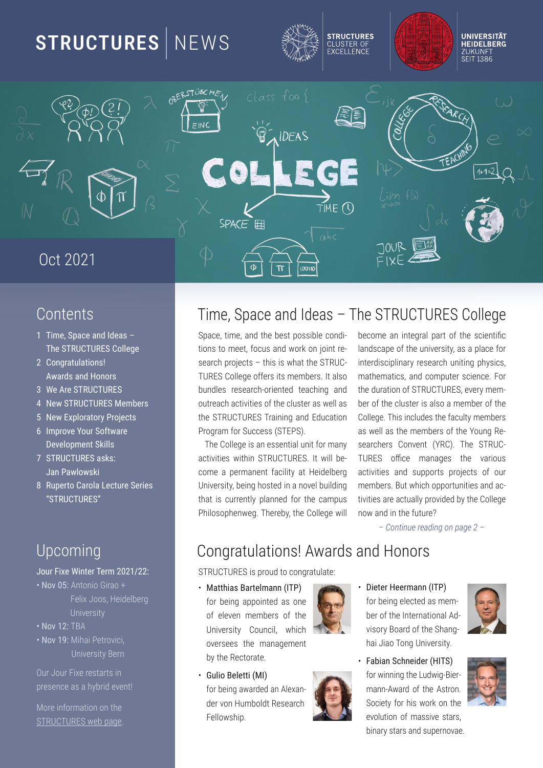# STRUCTURES NEWS

STRUCTURES CLUSTER OF EXCELLENCE

UNIVERSITÄT HEIDELBERG ZUKUNFT SEIT 1386

Oct 2021

## Contents

1. Time, Space and Ideas – The STRUCTURES College
2. Congratulations! Awards and Honors
3. We Are STRUCTURES
4. New STRUCTURES Members
5. New Exploratory Projects
6. Improve Your Software Development Skills
7. STRUCTURES asks: Jan Pawlowski
8. Ruperto Carola Lecture Series "STRUCTURES"

## Upcoming

Jour Fixe Winter Term 2021/22:

- Nov 05: Antonio Girao + Felix Joos, Heidelberg University
- Nov 12: TBA
- Nov 19: Mihai Petrovici, University Bern

Our Jour Fixe restarts in presence as a hybrid event!

More information on the STRUCTURES web page.

## Time, Space and Ideas – The STRUCTURES College

Space, time, and the best possible conditions to meet, focus and work on joint research projects – this is what the STRUCTURES College offers its members. It also bundles research-oriented teaching and outreach activities of the cluster as well as the STRUCTURES Training and Education Program for Success (STEPS).

The College is an essential unit for many activities within STRUCTURES. It will become a permanent facility at Heidelberg University, being hosted in a novel building that is currently planned for the campus Philosophenweg. Thereby, the College will become an integral part of the scientific landscape of the university, as a place for interdisciplinary research uniting physics, mathematics, and computer science. For the duration of STRUCTURES, every member of the cluster is also a member of the College. This includes the faculty members as well as the members of the Young Researchers Convent (YRC). The STRUCTURES office manages the various activities and supports projects of our members. But which opportunities and activities are actually provided by the College now and in the future?

*– Continue reading on page 2 –*

## Congratulations! Awards and Honors

STRUCTURES is proud to congratulate:

- Matthias Bartelmann (ITP)
  for being appointed as one of eleven members of the University Council, which oversees the management by the Rectorate.
- Gulio Beletti (MI)
  for being awarded an Alexander von Humboldt Research Fellowship.
- Dieter Heermann (ITP)
  for being elected as member of the International Advisory Board of the Shanghai Jiao Tong University.
- Fabian Schneider (HITS)
  for winning the Ludwig-Biermann-Award of the Astron. Society for his work on the evolution of massive stars, binary stars and supernovae.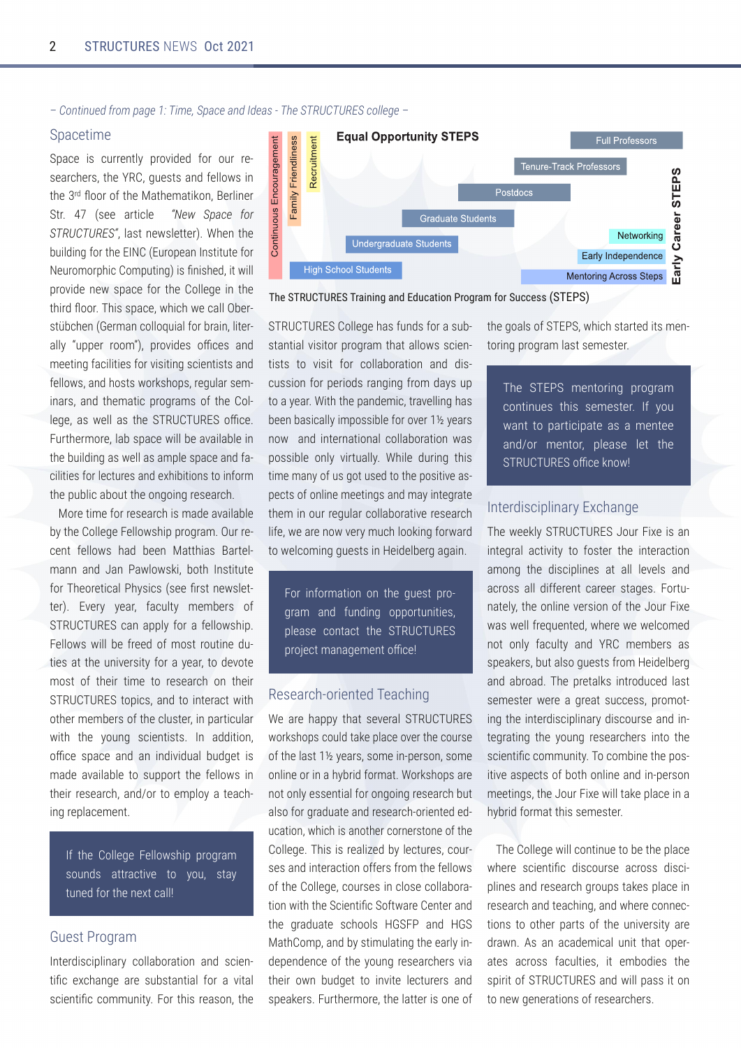*– Continued from page 1: Time, Space and Ideas - The STRUCTURES college –*

## Spacetime

Space is currently provided for our researchers, the YRC, guests and fellows in the 3rd floor of the Mathematikon, Berliner Str. 47 (see article *"New Space for STRUCTURES"*, last newsletter). When the building for the EINC (European Institute for Neuromorphic Computing) is finished, it will provide new space for the College in the third floor. This space, which we call Oberstübchen (German colloquial for brain, literally "upper room"), provides offices and meeting facilities for visiting scientists and fellows, and hosts workshops, regular seminars, and thematic programs of the College, as well as the STRUCTURES office. Furthermore, lab space will be available in the building as well as ample space and facilities for lectures and exhibitions to inform the public about the ongoing research.

More time for research is made available by the College Fellowship program. Our recent fellows had been Matthias Bartelmann and Jan Pawlowski, both Institute for Theoretical Physics (see first newsletter). Every year, faculty members of STRUCTURES can apply for a fellowship. Fellows will be freed of most routine duties at the university for a year, to devote most of their time to research on their STRUCTURES topics, and to interact with other members of the cluster, in particular with the young scientists. In addition, office space and an individual budget is made available to support the fellows in their research, and/or to employ a teaching replacement.

> If the College Fellowship program sounds attractive to you, stay tuned for the next call!

## Guest Program

Interdisciplinary collaboration and scientific exchange are substantial for a vital scientific community. For this reason, the STRUCTURES College has funds for a substantial visitor program that allows scientists to visit for collaboration and discussion for periods ranging from days up to a year. With the pandemic, travelling has been basically impossible for over 1½ years now and international collaboration was possible only virtually. While during this time many of us got used to the positive aspects of online meetings and may integrate them in our regular collaborative research life, we are now very much looking forward to welcoming guests in Heidelberg again.

> For information on the guest program and funding opportunities, please contact the STRUCTURES project management office!

**Equal Opportunity STEPS**

Continuous Encouragement · Family Friendliness · Recruitment

- Full Professors
- Tenure-Track Professors
- Postdocs
- Graduate Students
- Undergraduate Students
- High School Students

**Early Career STEPS**: Networking · Early Independence · Mentoring Across Steps

The STRUCTURES Training and Education Program for Success (STEPS)

## Research-oriented Teaching

We are happy that several STRUCTURES workshops could take place over the course of the last 1½ years, some in-person, some online or in a hybrid format. Workshops are not only essential for ongoing research but also for graduate and research-oriented education, which is another cornerstone of the College. This is realized by lectures, courses and interaction offers from the fellows of the College, courses in close collaboration with the Scientific Software Center and the graduate schools HGSFP and HGS MathComp, and by stimulating the early independence of the young researchers via their own budget to invite lecturers and speakers. Furthermore, the latter is one of the goals of STEPS, which started its mentoring program last semester.

> The STEPS mentoring program continues this semester. If you want to participate as a mentee and/or mentor, please let the STRUCTURES office know!

## Interdisciplinary Exchange

The weekly STRUCTURES Jour Fixe is an integral activity to foster the interaction among the disciplines at all levels and across all different career stages. Fortunately, the online version of the Jour Fixe was well frequented, where we welcomed not only faculty and YRC members as speakers, but also guests from Heidelberg and abroad. The pretalks introduced last semester were a great success, promoting the interdisciplinary discourse and integrating the young researchers into the scientific community. To combine the positive aspects of both online and in-person meetings, the Jour Fixe will take place in a hybrid format this semester.

The College will continue to be the place where scientific discourse across disciplines and research groups takes place in research and teaching, and where connections to other parts of the university are drawn. As an academical unit that operates across faculties, it embodies the spirit of STRUCTURES and will pass it on to new generations of researchers.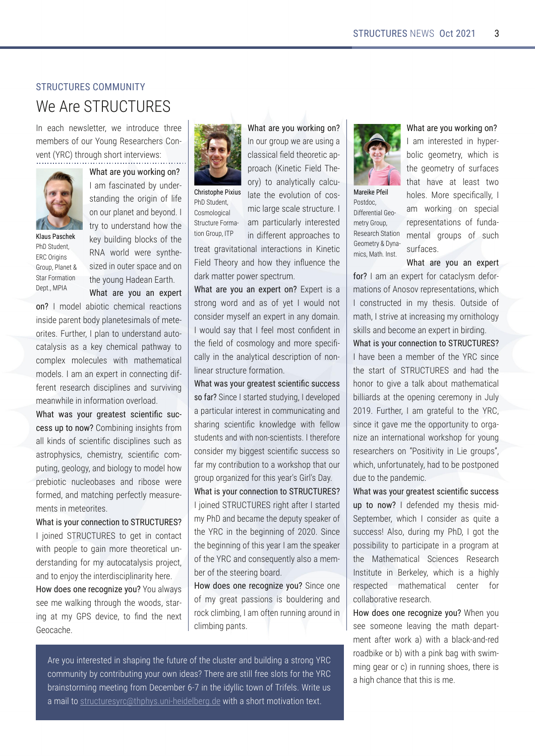STRUCTURES COMMUNITY

# We Are STRUCTURES

In each newsletter, we introduce three members of our Young Researchers Convent (YRC) through short interviews:

**Klaus Paschek**
PhD Student, ERC Origins Group, Planet & Star Formation Dept., MPIA

**What are you working on?** I am fascinated by understanding the origin of life on our planet and beyond. I try to understand how the key building blocks of the RNA world were synthesized in outer space and on the young Hadean Earth.

**What are you an expert on?** I model abiotic chemical reactions inside parent body planetesimals of meteorites. Further, I plan to understand autocatalysis as a key chemical pathway to complex molecules with mathematical models. I am an expert in connecting different research disciplines and surviving meanwhile in information overload.

**What was your greatest scientific success up to now?** Combining insights from all kinds of scientific disciplines such as astrophysics, chemistry, scientific computing, geology, and biology to model how prebiotic nucleobases and ribose were formed, and matching perfectly measurements in meteorites.

**What is your connection to STRUCTURES?** I joined STRUCTURES to get in contact with people to gain more theoretical understanding for my autocatalysis project, and to enjoy the interdisciplinarity here.

**How does one recognize you?** You always see me walking through the woods, staring at my GPS device, to find the next Geocache.

**Christophe Pixius**
PhD Student, Cosmological Structure Formation Group, ITP

**What are you working on?** In our group we are using a classical field theoretic approach (Kinetic Field Theory) to analytically calculate the evolution of cosmic large scale structure. I am particularly interested in different approaches to treat gravitational interactions in Kinetic Field Theory and how they influence the dark matter power spectrum.

**What are you an expert on?** Expert is a strong word and as of yet I would not consider myself an expert in any domain. I would say that I feel most confident in the field of cosmology and more specifically in the analytical description of non-linear structure formation.

**What was your greatest scientific success so far?** Since I started studying, I developed a particular interest in communicating and sharing scientific knowledge with fellow students and with non-scientists. I therefore consider my biggest scientific success so far my contribution to a workshop that our group organized for this year's Girl's Day.

**What is your connection to STRUCTURES?** I joined STRUCTURES right after I started my PhD and became the deputy speaker of the YRC in the beginning of 2020. Since the beginning of this year I am the speaker of the YRC and consequently also a member of the steering board.

**How does one recognize you?** Since one of my great passions is bouldering and rock climbing, I am often running around in climbing pants.

**Mareike Pfeil**
Postdoc, Differential Geometry Group, Research Station Geometry & Dynamics, Math. Inst.

**What are you working on?** I am interested in hyperbolic geometry, which is the geometry of surfaces that have at least two holes. More specifically, I am working on special representations of fundamental groups of such surfaces.

**What are you an expert for?** I am an expert for cataclysm deformations of Anosov representations, which I constructed in my thesis. Outside of math, I strive at increasing my ornithology skills and become an expert in birding.

**What is your connection to STRUCTURES?** I have been a member of the YRC since the start of STRUCTURES and had the honor to give a talk about mathematical billiards at the opening ceremony in July 2019. Further, I am grateful to the YRC, since it gave me the opportunity to organize an international workshop for young researchers on "Positivity in Lie groups", which, unfortunately, had to be postponed due to the pandemic.

**What was your greatest scientific success up to now?** I defended my thesis mid-September, which I consider as quite a success! Also, during my PhD, I got the possibility to participate in a program at the Mathematical Sciences Research Institute in Berkeley, which is a highly respected mathematical center for collaborative research.

**How does one recognize you?** When you see someone leaving the math department after work a) with a black-and-red roadbike or b) with a pink bag with swimming gear or c) in running shoes, there is a high chance that this is me.

---

Are you interested in shaping the future of the cluster and building a strong YRC community by contributing your own ideas? There are still free slots for the YRC brainstorming meeting from December 6-7 in the idyllic town of Trifels. Write us a mail to structuresyrc@thphys.uni-heidelberg.de with a short motivation text.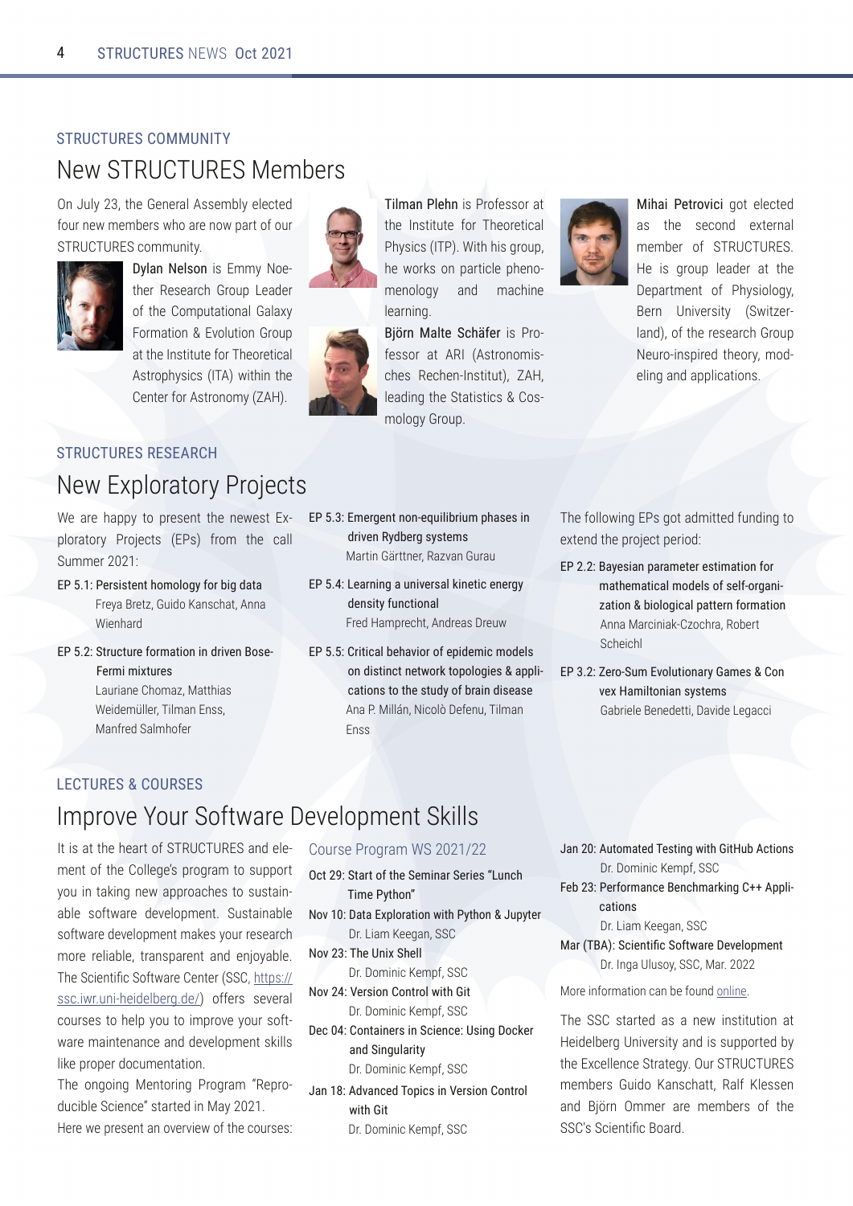STRUCTURES COMMUNITY

## New STRUCTURES Members

On July 23, the General Assembly elected four new members who are now part of our STRUCTURES community.

**Dylan Nelson** is Emmy Noether Research Group Leader of the Computational Galaxy Formation & Evolution Group at the Institute for Theoretical Astrophysics (ITA) within the Center for Astronomy (ZAH).

**Tilman Plehn** is Professor at the Institute for Theoretical Physics (ITP). With his group, he works on particle phenomenology and machine learning.

**Björn Malte Schäfer** is Professor at ARI (Astronomisches Rechen-Institut), ZAH, leading the Statistics & Cosmology Group.

**Mihai Petrovici** got elected as the second external member of STRUCTURES. He is group leader at the Department of Physiology, Bern University (Switzerland), of the research Group Neuro-inspired theory, modeling and applications.

STRUCTURES RESEARCH

## New Exploratory Projects

We are happy to present the newest Exploratory Projects (EPs) from the call Summer 2021:

- EP 5.1: Persistent homology for big data
  Freya Bretz, Guido Kanschat, Anna Wienhard
- EP 5.2: Structure formation in driven Bose-Fermi mixtures
  Lauriane Chomaz, Matthias Weidemüller, Tilman Enss, Manfred Salmhofer
- EP 5.3: Emergent non-equilibrium phases in driven Rydberg systems
  Martin Gärttner, Razvan Gurau
- EP 5.4: Learning a universal kinetic energy density functional
  Fred Hamprecht, Andreas Dreuw
- EP 5.5: Critical behavior of epidemic models on distinct network topologies & applications to the study of brain disease
  Ana P. Millán, Nicolò Defenu, Tilman Enss

The following EPs got admitted funding to extend the project period:

- EP 2.2: Bayesian parameter estimation for mathematical models of self-organization & biological pattern formation
  Anna Marciniak-Czochra, Robert Scheichl
- EP 3.2: Zero-Sum Evolutionary Games & Convex Hamiltonian systems
  Gabriele Benedetti, Davide Legacci

LECTURES & COURSES

## Improve Your Software Development Skills

It is at the heart of STRUCTURES and element of the College's program to support you in taking new approaches to sustainable software development. Sustainable software development makes your research more reliable, transparent and enjoyable. The Scientific Software Center (SSC, https://ssc.iwr.uni-heidelberg.de/) offers several courses to help you to improve your software maintenance and development skills like proper documentation.

The ongoing Mentoring Program "Reproducible Science" started in May 2021. Here we present an overview of the courses:

### Course Program WS 2021/22

- Oct 29: Start of the Seminar Series "Lunch Time Python"
- Nov 10: Data Exploration with Python & Jupyter
  Dr. Liam Keegan, SSC
- Nov 23: The Unix Shell
  Dr. Dominic Kempf, SSC
- Nov 24: Version Control with Git
  Dr. Dominic Kempf, SSC
- Dec 04: Containers in Science: Using Docker and Singularity
  Dr. Dominic Kempf, SSC
- Jan 18: Advanced Topics in Version Control with Git
  Dr. Dominic Kempf, SSC
- Jan 20: Automated Testing with GitHub Actions
  Dr. Dominic Kempf, SSC
- Feb 23: Performance Benchmarking C++ Applications
  Dr. Liam Keegan, SSC
- Mar (TBA): Scientific Software Development
  Dr. Inga Ulusoy, SSC, Mar. 2022

More information can be found online.

The SSC started as a new institution at Heidelberg University and is supported by the Excellence Strategy. Our STRUCTURES members Guido Kanschatt, Ralf Klessen and Björn Ommer are members of the SSC's Scientific Board.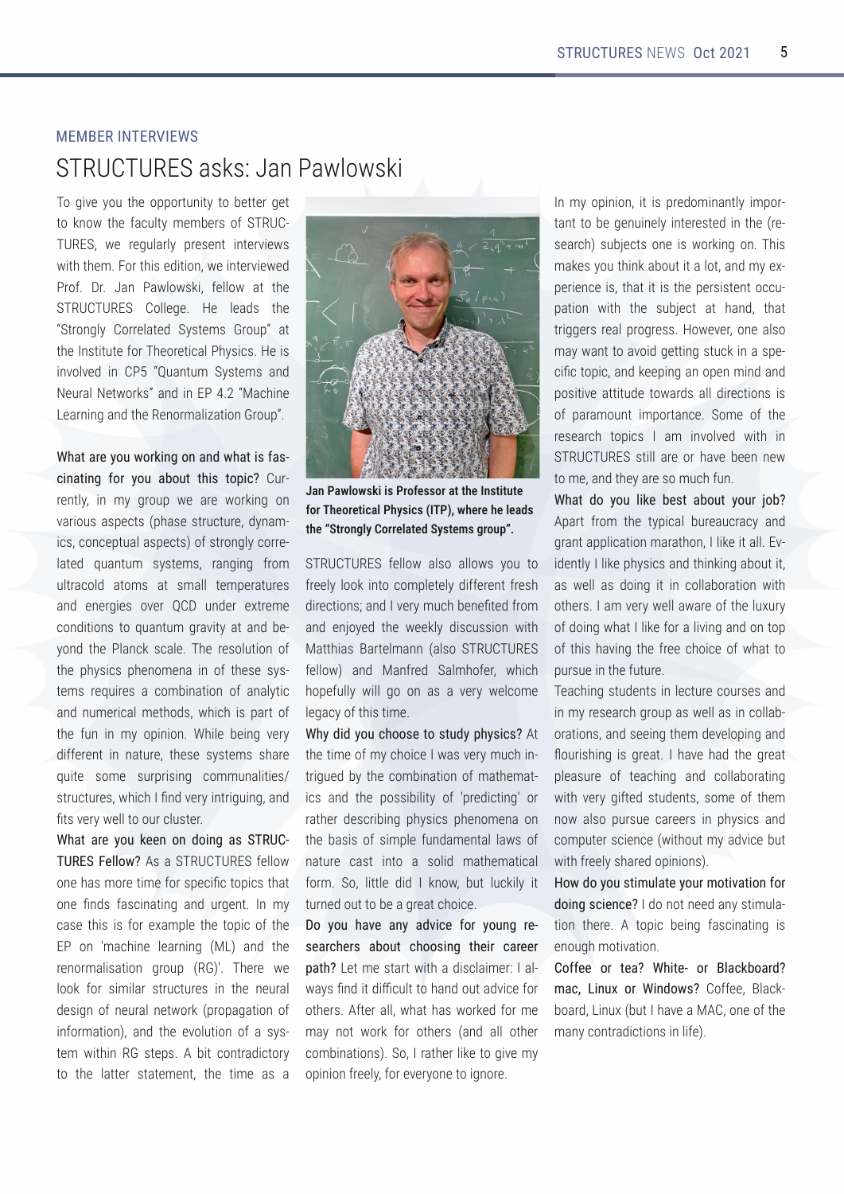MEMBER INTERVIEWS

# STRUCTURES asks: Jan Pawlowski

To give you the opportunity to better get to know the faculty members of STRUCTURES, we regularly present interviews with them. For this edition, we interviewed Prof. Dr. Jan Pawlowski, fellow at the STRUCTURES College. He leads the "Strongly Correlated Systems Group" at the Institute for Theoretical Physics. He is involved in CP5 "Quantum Systems and Neural Networks" and in EP 4.2 "Machine Learning and the Renormalization Group".

**What are you working on and what is fascinating for you about this topic?** Currently, in my group we are working on various aspects (phase structure, dynamics, conceptual aspects) of strongly correlated quantum systems, ranging from ultracold atoms at small temperatures and energies over QCD under extreme conditions to quantum gravity at and beyond the Planck scale. The resolution of the physics phenomena in of these systems requires a combination of analytic and numerical methods, which is part of the fun in my opinion. While being very different in nature, these systems share quite some surprising communalities/structures, which I find very intriguing, and fits very well to our cluster.

**What are you keen on doing as STRUCTURES Fellow?** As a STRUCTURES fellow one has more time for specific topics that one finds fascinating and urgent. In my case this is for example the topic of the EP on 'machine learning (ML) and the renormalisation group (RG)'. There we look for similar structures in the neural design of neural network (propagation of information), and the evolution of a system within RG steps. A bit contradictory to the latter statement, the time as a STRUCTURES fellow also allows you to freely look into completely different fresh directions; and I very much benefited from and enjoyed the weekly discussion with Matthias Bartelmann (also STRUCTURES fellow) and Manfred Salmhofer, which hopefully will go on as a very welcome legacy of this time.

**Jan Pawlowski is Professor at the Institute for Theoretical Physics (ITP), where he leads the "Strongly Correlated Systems group".**

**Why did you choose to study physics?** At the time of my choice I was very much intrigued by the combination of mathematics and the possibility of 'predicting' or rather describing physics phenomena on the basis of simple fundamental laws of nature cast into a solid mathematical form. So, little did I know, but luckily it turned out to be a great choice.

**Do you have any advice for young researchers about choosing their career path?** Let me start with a disclaimer: I always find it difficult to hand out advice for others. After all, what has worked for me may not work for others (and all other combinations). So, I rather like to give my opinion freely, for everyone to ignore.

In my opinion, it is predominantly important to be genuinely interested in the (research) subjects one is working on. This makes you think about it a lot, and my experience is, that it is the persistent occupation with the subject at hand, that triggers real progress. However, one also may want to avoid getting stuck in a specific topic, and keeping an open mind and positive attitude towards all directions is of paramount importance. Some of the research topics I am involved with in STRUCTURES still are or have been new to me, and they are so much fun.

**What do you like best about your job?** Apart from the typical bureaucracy and grant application marathon, I like it all. Evidently I like physics and thinking about it, as well as doing it in collaboration with others. I am very well aware of the luxury of doing what I like for a living and on top of this having the free choice of what to pursue in the future.

Teaching students in lecture courses and in my research group as well as in collaborations, and seeing them developing and flourishing is great. I have had the great pleasure of teaching and collaborating with very gifted students, some of them now also pursue careers in physics and computer science (without my advice but with freely shared opinions).

**How do you stimulate your motivation for doing science?** I do not need any stimulation there. A topic being fascinating is enough motivation.

**Coffee or tea? White- or Blackboard? mac, Linux or Windows?** Coffee, Blackboard, Linux (but I have a MAC, one of the many contradictions in life).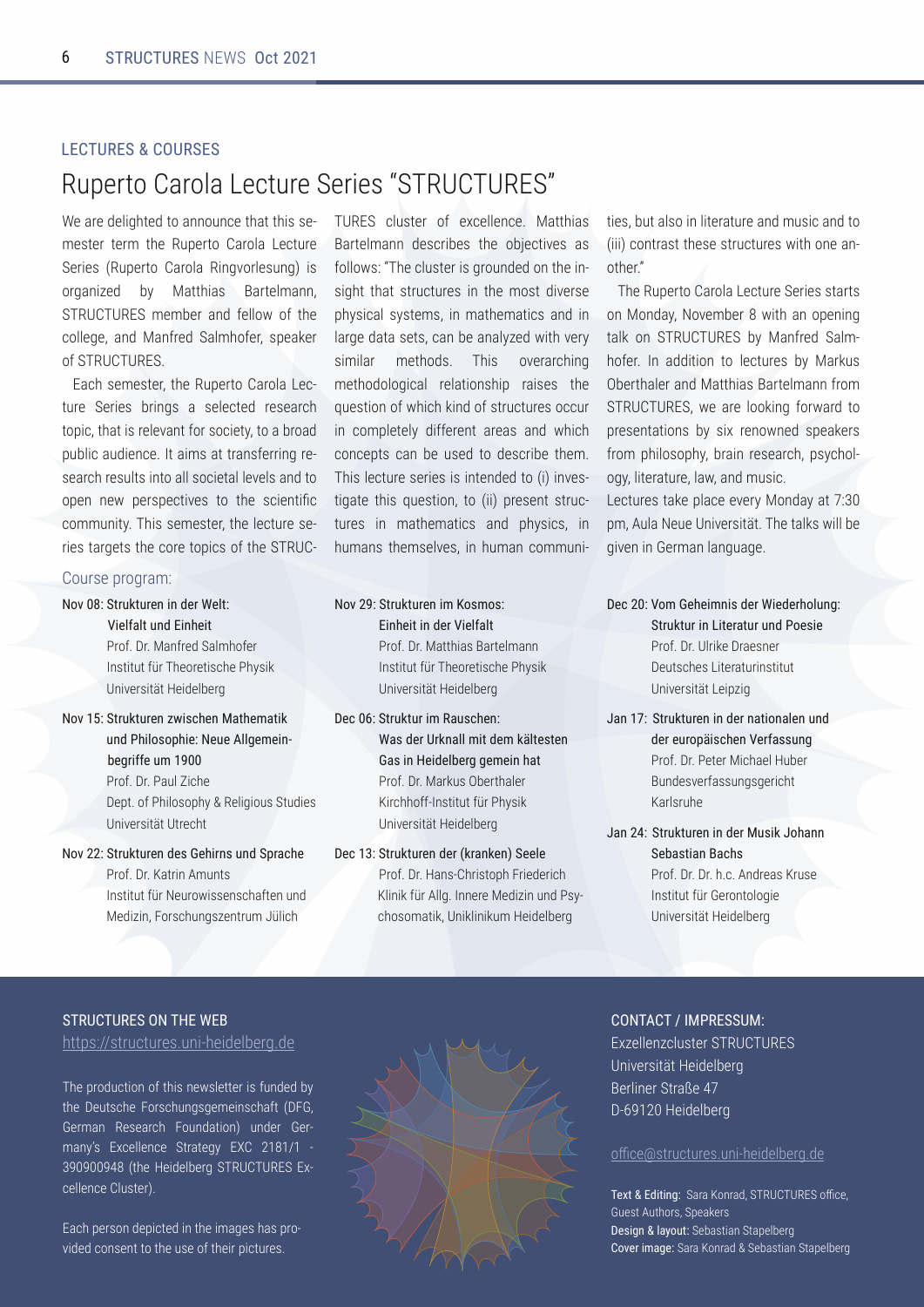LECTURES & COURSES

# Ruperto Carola Lecture Series "STRUCTURES"

We are delighted to announce that this semester term the Ruperto Carola Lecture Series (Ruperto Carola Ringvorlesung) is organized by Matthias Bartelmann, STRUCTURES member and fellow of the college, and Manfred Salmhofer, speaker of STRUCTURES.

Each semester, the Ruperto Carola Lecture Series brings a selected research topic, that is relevant for society, to a broad public audience. It aims at transferring research results into all societal levels and to open new perspectives to the scientific community. This semester, the lecture series targets the core topics of the STRUCTURES cluster of excellence. Matthias Bartelmann describes the objectives as follows: "The cluster is grounded on the insight that structures in the most diverse physical systems, in mathematics and in large data sets, can be analyzed with very similar methods. This overarching methodological relationship raises the question of which kind of structures occur in completely different areas and which concepts can be used to describe them. This lecture series is intended to (i) investigate this question, to (ii) present structures in mathematics and physics, in humans themselves, in human communities, but also in literature and music and to (iii) contrast these structures with one another."

The Ruperto Carola Lecture Series starts on Monday, November 8 with an opening talk on STRUCTURES by Manfred Salmhofer. In addition to lectures by Markus Oberthaler and Matthias Bartelmann from STRUCTURES, we are looking forward to presentations by six renowned speakers from philosophy, brain research, psychology, literature, law, and music.
Lectures take place every Monday at 7:30 pm, Aula Neue Universität. The talks will be given in German language.

## Course program:

**Nov 08: Strukturen in der Welt: Vielfalt und Einheit**
Prof. Dr. Manfred Salmhofer
Institut für Theoretische Physik
Universität Heidelberg

**Nov 15: Strukturen zwischen Mathematik und Philosophie: Neue Allgemeinbegriffe um 1900**
Prof. Dr. Paul Ziche
Dept. of Philosophy & Religious Studies
Universität Utrecht

**Nov 22: Strukturen des Gehirns und Sprache**
Prof. Dr. Katrin Amunts
Institut für Neurowissenschaften und Medizin, Forschungszentrum Jülich

**Nov 29: Strukturen im Kosmos: Einheit in der Vielfalt**
Prof. Dr. Matthias Bartelmann
Institut für Theoretische Physik
Universität Heidelberg

**Dec 06: Struktur im Rauschen: Was der Urknall mit dem kältesten Gas in Heidelberg gemein hat**
Prof. Dr. Markus Oberthaler
Kirchhoff-Institut für Physik
Universität Heidelberg

**Dec 13: Strukturen der (kranken) Seele**
Prof. Dr. Hans-Christoph Friederich
Klinik für Allg. Innere Medizin und Psychosomatik, Uniklinikum Heidelberg

**Dec 20: Vom Geheimnis der Wiederholung: Struktur in Literatur und Poesie**
Prof. Dr. Ulrike Draesner
Deutsches Literaturinstitut
Universität Leipzig

**Jan 17: Strukturen in der nationalen und der europäischen Verfassung**
Prof. Dr. Peter Michael Huber
Bundesverfassungsgericht
Karlsruhe

**Jan 24: Strukturen in der Musik Johann Sebastian Bachs**
Prof. Dr. Dr. h.c. Andreas Kruse
Institut für Gerontologie
Universität Heidelberg

STRUCTURES ON THE WEB
https://structures.uni-heidelberg.de

The production of this newsletter is funded by the Deutsche Forschungsgemeinschaft (DFG, German Research Foundation) under Germany's Excellence Strategy EXC 2181/1 - 390900948 (the Heidelberg STRUCTURES Excellence Cluster).

Each person depicted in the images has provided consent to the use of their pictures.

CONTACT / IMPRESSUM:
Exzellenzcluster STRUCTURES
Universität Heidelberg
Berliner Straße 47
D-69120 Heidelberg

office@structures.uni-heidelberg.de

**Text & Editing:** Sara Konrad, STRUCTURES office, Guest Authors, Speakers
**Design & layout:** Sebastian Stapelberg
**Cover image:** Sara Konrad & Sebastian Stapelberg